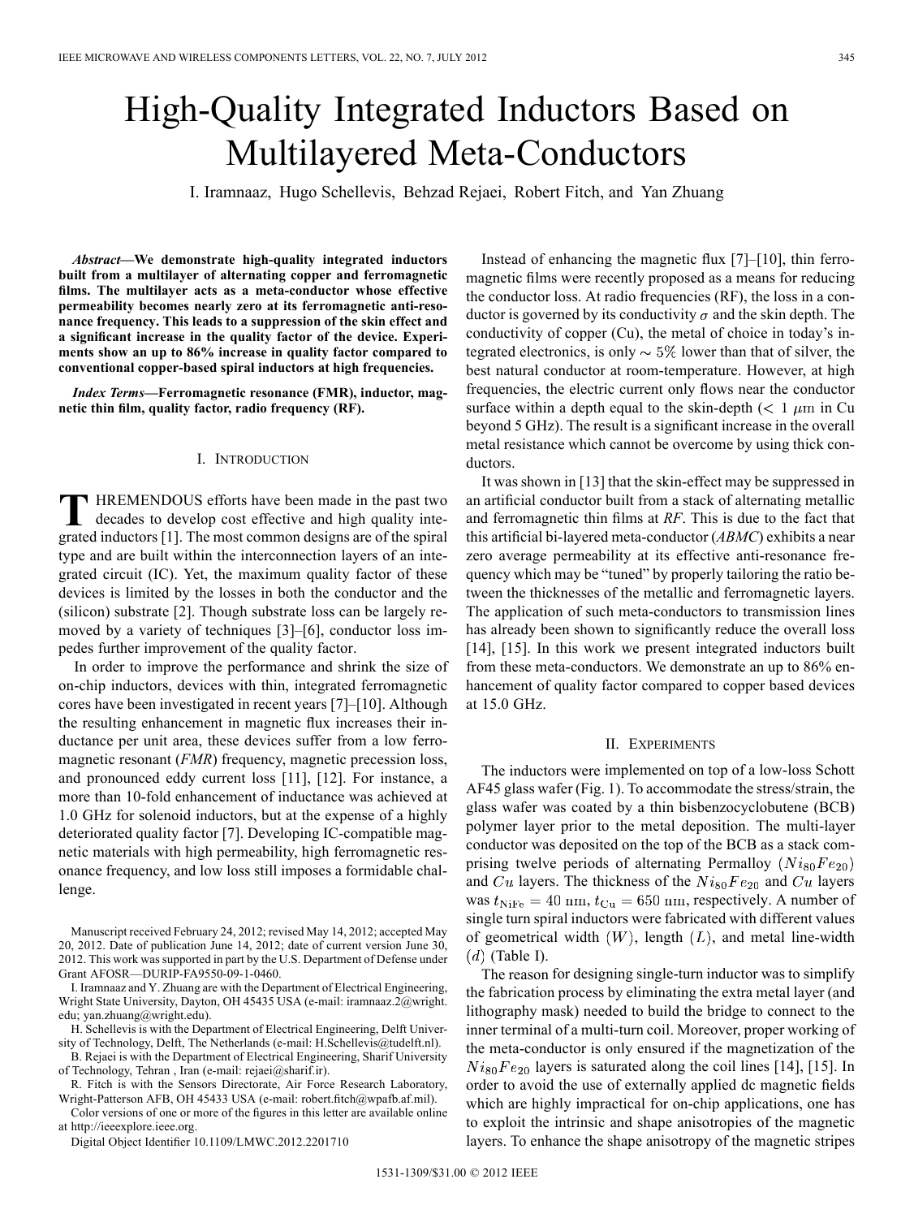# High-Quality Integrated Inductors Based on Multilayered Meta-Conductors

I. Iramnaaz, Hugo Schellevis, Behzad Rejaei, Robert Fitch, and Yan Zhuang

***Abstract*—We demonstrate high-quality integrated inductors built from a multilayer of alternating copper and ferromagnetic films. The multilayer acts as a meta-conductor whose effective permeability becomes nearly zero at its ferromagnetic anti-resonance frequency. This leads to a suppression of the skin effect and a significant increase in the quality factor of the device. Experiments show an up to 86% increase in quality factor compared to conventional copper-based spiral inductors at high frequencies.**

***Index Terms*—Ferromagnetic resonance (FMR), inductor, magnetic thin film, quality factor, radio frequency (RF).**

## I. Introduction

THREMENDOUS efforts have been made in the past two decades to develop cost effective and high quality integrated inductors [1]. The most common designs are of the spiral type and are built within the interconnection layers of an integrated circuit (IC). Yet, the maximum quality factor of these devices is limited by the losses in both the conductor and the (silicon) substrate [2]. Though substrate loss can be largely removed by a variety of techniques [3]–[6], conductor loss impedes further improvement of the quality factor.

In order to improve the performance and shrink the size of on-chip inductors, devices with thin, integrated ferromagnetic cores have been investigated in recent years [7]–[10]. Although the resulting enhancement in magnetic flux increases their inductance per unit area, these devices suffer from a low ferromagnetic resonant (*FMR*) frequency, magnetic precession loss, and pronounced eddy current loss [11], [12]. For instance, a more than 10-fold enhancement of inductance was achieved at 1.0 GHz for solenoid inductors, but at the expense of a highly deteriorated quality factor [7]. Developing IC-compatible magnetic materials with high permeability, high ferromagnetic resonance frequency, and low loss still imposes a formidable challenge.

Manuscript received February 24, 2012; revised May 14, 2012; accepted May 20, 2012. Date of publication June 14, 2012; date of current version June 30, 2012. This work was supported in part by the U.S. Department of Defense under Grant AFOSR—DURIP-FA9550-09-1-0460.

I. Iramnaaz and Y. Zhuang are with the Department of Electrical Engineering, Wright State University, Dayton, OH 45435 USA (e-mail: iramnaaz.2@wright.edu; yan.zhuang@wright.edu).

H. Schellevis is with the Department of Electrical Engineering, Delft University of Technology, Delft, The Netherlands (e-mail: H.Schellevis@tudelft.nl).

B. Rejaei is with the Department of Electrical Engineering, Sharif University of Technology, Tehran , Iran (e-mail: rejaei@sharif.ir).

R. Fitch is with the Sensors Directorate, Air Force Research Laboratory, Wright-Patterson AFB, OH 45433 USA (e-mail: robert.fitch@wpafb.af.mil).

Color versions of one or more of the figures in this letter are available online at http://ieeexplore.ieee.org.

Digital Object Identifier 10.1109/LMWC.2012.2201710

Instead of enhancing the magnetic flux [7]–[10], thin ferromagnetic films were recently proposed as a means for reducing the conductor loss. At radio frequencies (RF), the loss in a conductor is governed by its conductivity $\sigma$ and the skin depth. The conductivity of copper (Cu), the metal of choice in today's integrated electronics, is only $\sim 5\%$ lower than that of silver, the best natural conductor at room-temperature. However, at high frequencies, the electric current only flows near the conductor surface within a depth equal to the skin-depth ($< 1\ \mu\mathrm{m}$ in Cu beyond 5 GHz). The result is a significant increase in the overall metal resistance which cannot be overcome by using thick conductors.

It was shown in [13] that the skin-effect may be suppressed in an artificial conductor built from a stack of alternating metallic and ferromagnetic thin films at *RF*. This is due to the fact that this artificial bi-layered meta-conductor (*ABMC*) exhibits a near zero average permeability at its effective anti-resonance frequency which may be "tuned" by properly tailoring the ratio between the thicknesses of the metallic and ferromagnetic layers. The application of such meta-conductors to transmission lines has already been shown to significantly reduce the overall loss [14], [15]. In this work we present integrated inductors built from these meta-conductors. We demonstrate an up to 86% enhancement of quality factor compared to copper based devices at 15.0 GHz.

## II. Experiments

The inductors were implemented on top of a low-loss Schott AF45 glass wafer (Fig. 1). To accommodate the stress/strain, the glass wafer was coated by a thin bisbenzocyclobutene (BCB) polymer layer prior to the metal deposition. The multi-layer conductor was deposited on the top of the BCB as a stack comprising twelve periods of alternating Permalloy ($Ni_{80}Fe_{20}$) and $Cu$ layers. The thickness of the $Ni_{80}Fe_{20}$ and $Cu$ layers was $t_{\mathrm{NiFe}} = 40\ \mathrm{nm}$, $t_{\mathrm{Cu}} = 650\ \mathrm{nm}$, respectively. A number of single turn spiral inductors were fabricated with different values of geometrical width $(W)$, length $(L)$, and metal line-width $(d)$ (Table I).

The reason for designing single-turn inductor was to simplify the fabrication process by eliminating the extra metal layer (and lithography mask) needed to build the bridge to connect to the inner terminal of a multi-turn coil. Moreover, proper working of the meta-conductor is only ensured if the magnetization of the $Ni_{80}Fe_{20}$ layers is saturated along the coil lines [14], [15]. In order to avoid the use of externally applied dc magnetic fields which are highly impractical for on-chip applications, one has to exploit the intrinsic and shape anisotropies of the magnetic layers. To enhance the shape anisotropy of the magnetic stripes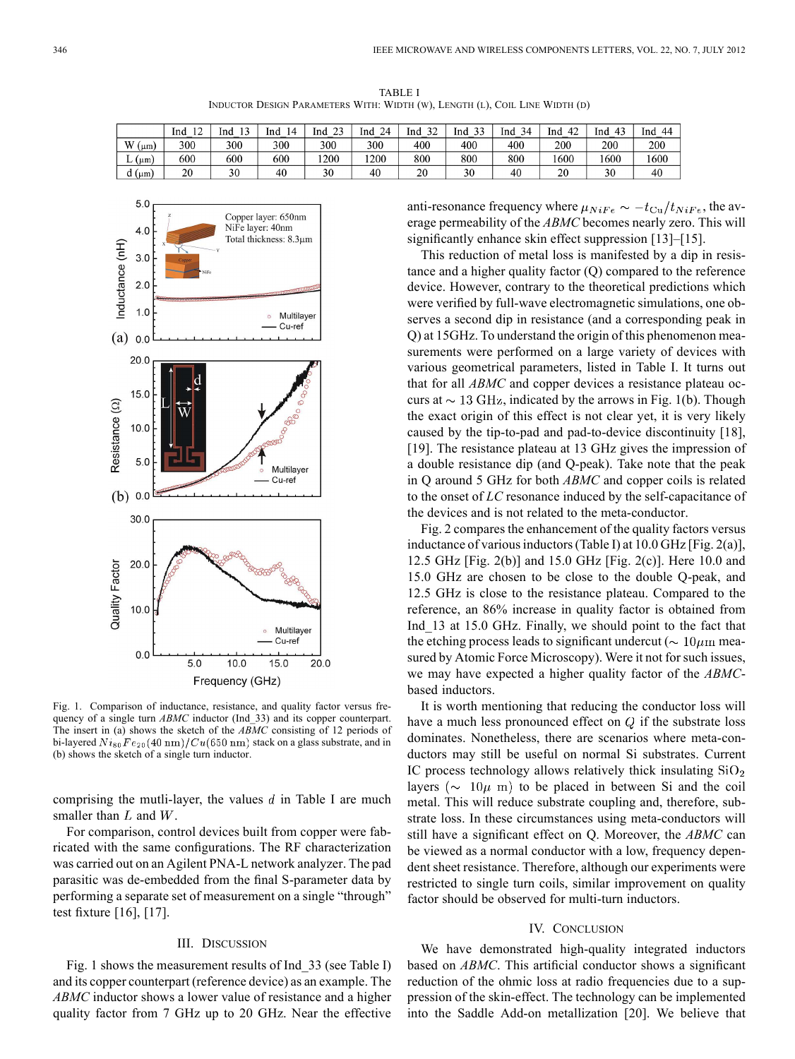TABLE I
INDUCTOR DESIGN PARAMETERS WITH: WIDTH (W), LENGTH (L), COIL LINE WIDTH (D)

| | Ind_12 | Ind_13 | Ind_14 | Ind_23 | Ind_24 | Ind_32 | Ind_33 | Ind_34 | Ind_42 | Ind_43 | Ind_44 |
|---|---|---|---|---|---|---|---|---|---|---|---|
| W (μm) | 300 | 300 | 300 | 300 | 300 | 400 | 400 | 400 | 200 | 200 | 200 |
| L (μm) | 600 | 600 | 600 | 1200 | 1200 | 800 | 800 | 800 | 1600 | 1600 | 1600 |
| d (μm) | 20 | 30 | 40 | 30 | 40 | 20 | 30 | 40 | 20 | 30 | 40 |

Fig. 1. Comparison of inductance, resistance, and quality factor versus frequency of a single turn *ABMC* inductor (Ind_33) and its copper counterpart. The insert in (a) shows the sketch of the *ABMC* consisting of 12 periods of bi-layered $Ni_{80}Fe_{20}(40\ \mathrm{nm})/Cu(650\ \mathrm{nm})$ stack on a glass substrate, and in (b) shows the sketch of a single turn inductor.

comprising the mutli-layer, the values $d$ in Table I are much smaller than $L$ and $W$.

For comparison, control devices built from copper were fabricated with the same configurations. The RF characterization was carried out on an Agilent PNA-L network analyzer. The pad parasitic was de-embedded from the final S-parameter data by performing a separate set of measurement on a single "through" test fixture [16], [17].

## III. DISCUSSION

Fig. 1 shows the measurement results of Ind_33 (see Table I) and its copper counterpart (reference device) as an example. The *ABMC* inductor shows a lower value of resistance and a higher quality factor from 7 GHz up to 20 GHz. Near the effective anti-resonance frequency where $\mu_{NiFe} \sim -t_{\mathrm{Cu}}/t_{NiFe}$, the average permeability of the *ABMC* becomes nearly zero. This will significantly enhance skin effect suppression [13]–[15].

This reduction of metal loss is manifested by a dip in resistance and a higher quality factor (Q) compared to the reference device. However, contrary to the theoretical predictions which were verified by full-wave electromagnetic simulations, one observes a second dip in resistance (and a corresponding peak in Q) at 15GHz. To understand the origin of this phenomenon measurements were performed on a large variety of devices with various geometrical parameters, listed in Table I. It turns out that for all *ABMC* and copper devices a resistance plateau occurs at $\sim 13$ GHz, indicated by the arrows in Fig. 1(b). Though the exact origin of this effect is not clear yet, it is very likely caused by the tip-to-pad and pad-to-device discontinuity [18], [19]. The resistance plateau at 13 GHz gives the impression of a double resistance dip (and Q-peak). Take note that the peak in Q around 5 GHz for both *ABMC* and copper coils is related to the onset of *LC* resonance induced by the self-capacitance of the devices and is not related to the meta-conductor.

Fig. 2 compares the enhancement of the quality factors versus inductance of various inductors (Table I) at 10.0 GHz [Fig. 2(a)], 12.5 GHz [Fig. 2(b)] and 15.0 GHz [Fig. 2(c)]. Here 10.0 and 15.0 GHz are chosen to be close to the double Q-peak, and 12.5 GHz is close to the resistance plateau. Compared to the reference, an 86% increase in quality factor is obtained from Ind_13 at 15.0 GHz. Finally, we should point to the fact that the etching process leads to significant undercut ($\sim 10\mu$m measured by Atomic Force Microscopy). Were it not for such issues, we may have expected a higher quality factor of the *ABMC*-based inductors.

It is worth mentioning that reducing the conductor loss will have a much less pronounced effect on $Q$ if the substrate loss dominates. Nonetheless, there are scenarios where meta-conductors may still be useful on normal Si substrates. Current IC process technology allows relatively thick insulating $SiO_2$ layers ($\sim 10\mu$ m) to be placed in between Si and the coil metal. This will reduce substrate coupling and, therefore, substrate loss. In these circumstances using meta-conductors will still have a significant effect on Q. Moreover, the *ABMC* can be viewed as a normal conductor with a low, frequency dependent sheet resistance. Therefore, although our experiments were restricted to single turn coils, similar improvement on quality factor should be observed for multi-turn inductors.

## IV. CONCLUSION

We have demonstrated high-quality integrated inductors based on *ABMC*. This artificial conductor shows a significant reduction of the ohmic loss at radio frequencies due to a suppression of the skin-effect. The technology can be implemented into the Saddle Add-on metallization [20]. We believe that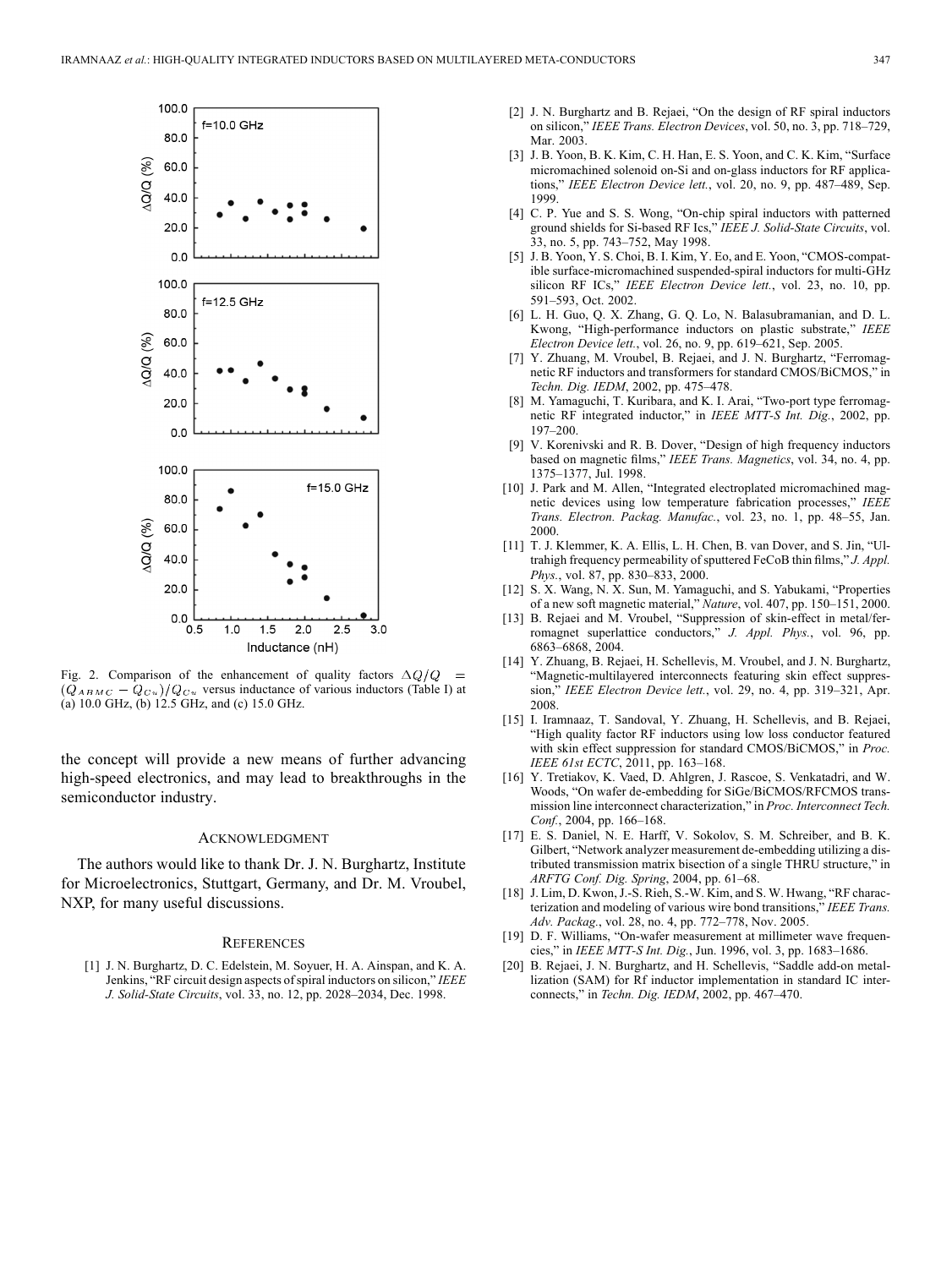f=10.0 GHz

ΔQ/Q (%)

100.0
80.0
60.0
40.0
20.0
0.0

f=12.5 GHz

ΔQ/Q (%)

100.0
80.0
60.0
40.0
20.0
0.0

f=15.0 GHz

ΔQ/Q (%)

100.0
80.0
60.0
40.0
20.0
0.0

0.5 1.0 1.5 2.0 2.5 3.0

Inductance (nH)

Fig. 2. Comparison of the enhancement of quality factors $\Delta Q/Q = (Q_{ABMC} - Q_{Cu})/Q_{Cu}$ versus inductance of various inductors (Table I) at (a) 10.0 GHz, (b) 12.5 GHz, and (c) 15.0 GHz.

the concept will provide a new means of further advancing high-speed electronics, and may lead to breakthroughs in the semiconductor industry.

## Acknowledgment

The authors would like to thank Dr. J. N. Burghartz, Institute for Microelectronics, Stuttgart, Germany, and Dr. M. Vroubel, NXP, for many useful discussions.

## References

[1] J. N. Burghartz, D. C. Edelstein, M. Soyuer, H. A. Ainspan, and K. A. Jenkins, "RF circuit design aspects of spiral inductors on silicon," *IEEE J. Solid-State Circuits*, vol. 33, no. 12, pp. 2028–2034, Dec. 1998.

[2] J. N. Burghartz and B. Rejaei, "On the design of RF spiral inductors on silicon," *IEEE Trans. Electron Devices*, vol. 50, no. 3, pp. 718–729, Mar. 2003.

[3] J. B. Yoon, B. K. Kim, C. H. Han, E. S. Yoon, and C. K. Kim, "Surface micromachined solenoid on-Si and on-glass inductors for RF applications," *IEEE Electron Device lett.*, vol. 20, no. 9, pp. 487–489, Sep. 1999.

[4] C. P. Yue and S. S. Wong, "On-chip spiral inductors with patterned ground shields for Si-based RF Ics," *IEEE J. Solid-State Circuits*, vol. 33, no. 5, pp. 743–752, May 1998.

[5] J. B. Yoon, Y. S. Choi, B. I. Kim, Y. Eo, and E. Yoon, "CMOS-compatible surface-micromachined suspended-spiral inductors for multi-GHz silicon RF ICs," *IEEE Electron Device lett.*, vol. 23, no. 10, pp. 591–593, Oct. 2002.

[6] L. H. Guo, Q. X. Zhang, G. Q. Lo, N. Balasubramanian, and D. L. Kwong, "High-performance inductors on plastic substrate," *IEEE Electron Device lett.*, vol. 26, no. 9, pp. 619–621, Sep. 2005.

[7] Y. Zhuang, M. Vroubel, B. Rejaei, and J. N. Burghartz, "Ferromagnetic RF inductors and transformers for standard CMOS/BiCMOS," in *Techn. Dig. IEDM*, 2002, pp. 475–478.

[8] M. Yamaguchi, T. Kuribara, and K. I. Arai, "Two-port type ferromagnetic RF integrated inductor," in *IEEE MTT-S Int. Dig.*, 2002, pp. 197–200.

[9] V. Korenivski and R. B. Dover, "Design of high frequency inductors based on magnetic films," *IEEE Trans. Magnetics*, vol. 34, no. 4, pp. 1375–1377, Jul. 1998.

[10] J. Park and M. Allen, "Integrated electroplated micromachined magnetic devices using low temperature fabrication processes," *IEEE Trans. Electron. Packag. Manufac.*, vol. 23, no. 1, pp. 48–55, Jan. 2000.

[11] T. J. Klemmer, K. A. Ellis, L. H. Chen, B. van Dover, and S. Jin, "Ultrahigh frequency permeability of sputtered FeCoB thin films," *J. Appl. Phys.*, vol. 87, pp. 830–833, 2000.

[12] S. X. Wang, N. X. Sun, M. Yamaguchi, and S. Yabukami, "Properties of a new soft magnetic material," *Nature*, vol. 407, pp. 150–151, 2000.

[13] B. Rejaei and M. Vroubel, "Suppression of skin-effect in metal/ferromagnet superlattice conductors," *J. Appl. Phys.*, vol. 96, pp. 6863–6868, 2004.

[14] Y. Zhuang, B. Rejaei, H. Schellevis, M. Vroubel, and J. N. Burghartz, "Magnetic-multilayered interconnects featuring skin effect suppression," *IEEE Electron Device lett.*, vol. 29, no. 4, pp. 319–321, Apr. 2008.

[15] I. Iramnaaz, T. Sandoval, Y. Zhuang, H. Schellevis, and B. Rejaei, "High quality factor RF inductors using low loss conductor featured with skin effect suppression for standard CMOS/BiCMOS," in *Proc. IEEE 61st ECTC*, 2011, pp. 163–168.

[16] Y. Tretiakov, K. Vaed, D. Ahlgren, J. Rascoe, S. Venkatadri, and W. Woods, "On wafer de-embedding for SiGe/BiCMOS/RFCMOS transmission line interconnect characterization," in *Proc. Interconnect Tech. Conf.*, 2004, pp. 166–168.

[17] E. S. Daniel, N. E. Harff, V. Sokolov, S. M. Schreiber, and B. K. Gilbert, "Network analyzer measurement de-embedding utilizing a distributed transmission matrix bisection of a single THRU structure," in *ARFTG Conf. Dig. Spring*, 2004, pp. 61–68.

[18] J. Lim, D. Kwon, J.-S. Rieh, S.-W. Kim, and S. W. Hwang, "RF characterization and modeling of various wire bond transitions," *IEEE Trans. Adv. Packag.*, vol. 28, no. 4, pp. 772–778, Nov. 2005.

[19] D. F. Williams, "On-wafer measurement at millimeter wave frequencies," in *IEEE MTT-S Int. Dig.*, Jun. 1996, vol. 3, pp. 1683–1686.

[20] B. Rejaei, J. N. Burghartz, and H. Schellevis, "Saddle add-on metallization (SAM) for Rf inductor implementation in standard IC interconnects," in *Techn. Dig. IEDM*, 2002, pp. 467–470.